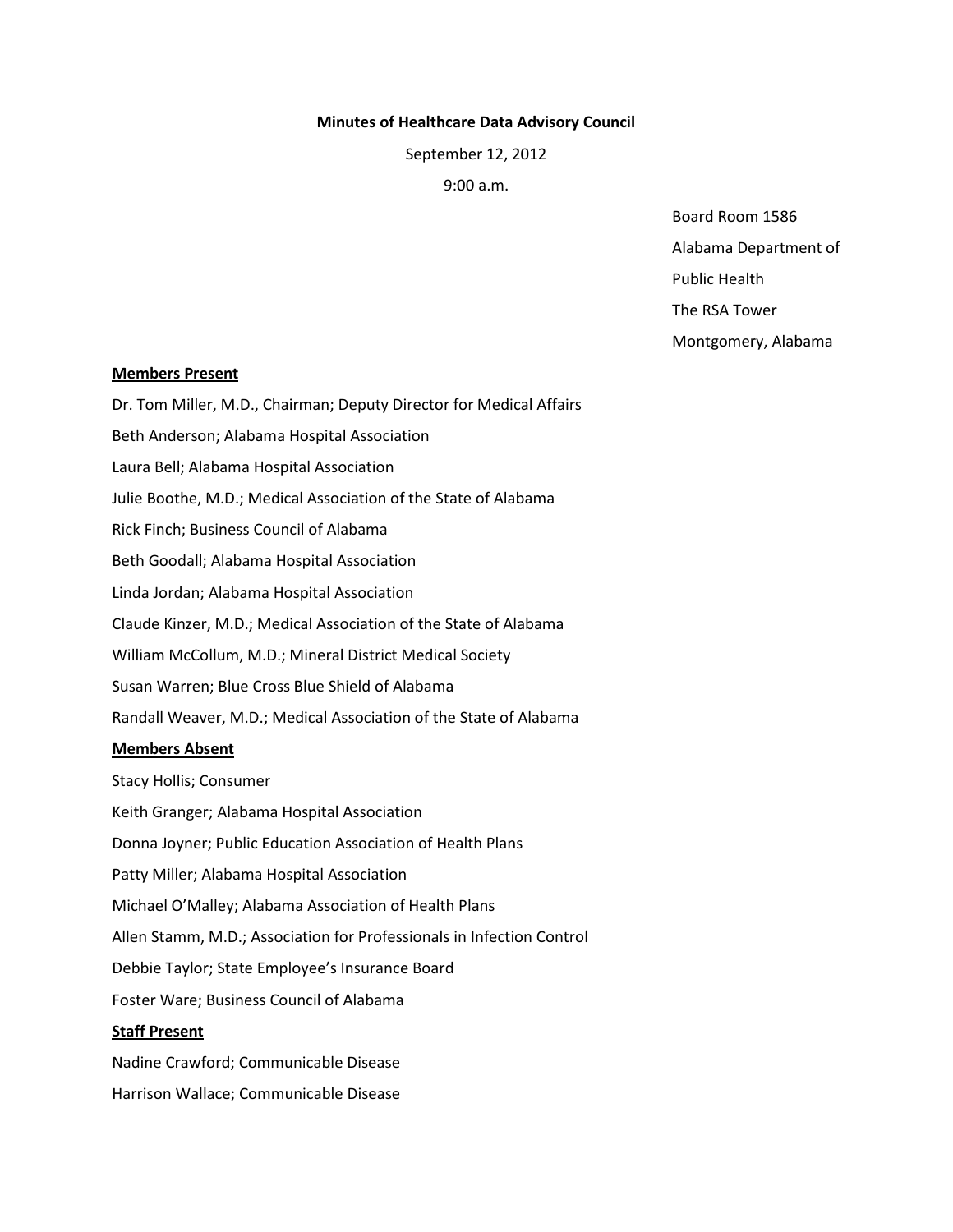**Minutes of Healthcare Data Advisory Council**

September 12, 2012

9:00 a.m.

Board Room 1586
Alabama Department of
Public Health
The RSA Tower
Montgomery, Alabama

**Members Present**

Dr. Tom Miller, M.D., Chairman; Deputy Director for Medical Affairs

Beth Anderson; Alabama Hospital Association

Laura Bell; Alabama Hospital Association

Julie Boothe, M.D.; Medical Association of the State of Alabama

Rick Finch; Business Council of Alabama

Beth Goodall; Alabama Hospital Association

Linda Jordan; Alabama Hospital Association

Claude Kinzer, M.D.; Medical Association of the State of Alabama

William McCollum, M.D.; Mineral District Medical Society

Susan Warren; Blue Cross Blue Shield of Alabama

Randall Weaver, M.D.; Medical Association of the State of Alabama

**Members Absent**

Stacy Hollis; Consumer

Keith Granger; Alabama Hospital Association

Donna Joyner; Public Education Association of Health Plans

Patty Miller; Alabama Hospital Association

Michael O'Malley; Alabama Association of Health Plans

Allen Stamm, M.D.; Association for Professionals in Infection Control

Debbie Taylor; State Employee's Insurance Board

Foster Ware; Business Council of Alabama

**Staff Present**

Nadine Crawford; Communicable Disease

Harrison Wallace; Communicable Disease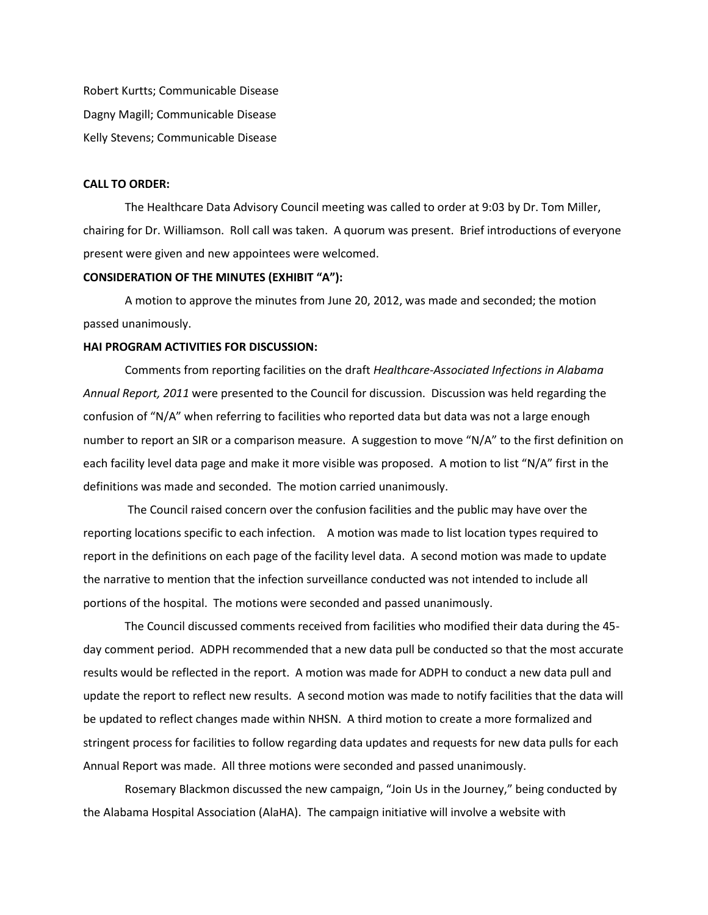Robert Kurtts; Communicable Disease

Dagny Magill; Communicable Disease

Kelly Stevens; Communicable Disease

**CALL TO ORDER:**

The Healthcare Data Advisory Council meeting was called to order at 9:03 by Dr. Tom Miller, chairing for Dr. Williamson. Roll call was taken. A quorum was present. Brief introductions of everyone present were given and new appointees were welcomed.

**CONSIDERATION OF THE MINUTES (EXHIBIT "A"):**

A motion to approve the minutes from June 20, 2012, was made and seconded; the motion passed unanimously.

**HAI PROGRAM ACTIVITIES FOR DISCUSSION:**

Comments from reporting facilities on the draft *Healthcare-Associated Infections in Alabama Annual Report, 2011* were presented to the Council for discussion. Discussion was held regarding the confusion of "N/A" when referring to facilities who reported data but data was not a large enough number to report an SIR or a comparison measure. A suggestion to move "N/A" to the first definition on each facility level data page and make it more visible was proposed. A motion to list "N/A" first in the definitions was made and seconded. The motion carried unanimously.

The Council raised concern over the confusion facilities and the public may have over the reporting locations specific to each infection. A motion was made to list location types required to report in the definitions on each page of the facility level data. A second motion was made to update the narrative to mention that the infection surveillance conducted was not intended to include all portions of the hospital. The motions were seconded and passed unanimously.

The Council discussed comments received from facilities who modified their data during the 45-day comment period. ADPH recommended that a new data pull be conducted so that the most accurate results would be reflected in the report. A motion was made for ADPH to conduct a new data pull and update the report to reflect new results. A second motion was made to notify facilities that the data will be updated to reflect changes made within NHSN. A third motion to create a more formalized and stringent process for facilities to follow regarding data updates and requests for new data pulls for each Annual Report was made. All three motions were seconded and passed unanimously.

Rosemary Blackmon discussed the new campaign, "Join Us in the Journey," being conducted by the Alabama Hospital Association (AlaHA). The campaign initiative will involve a website with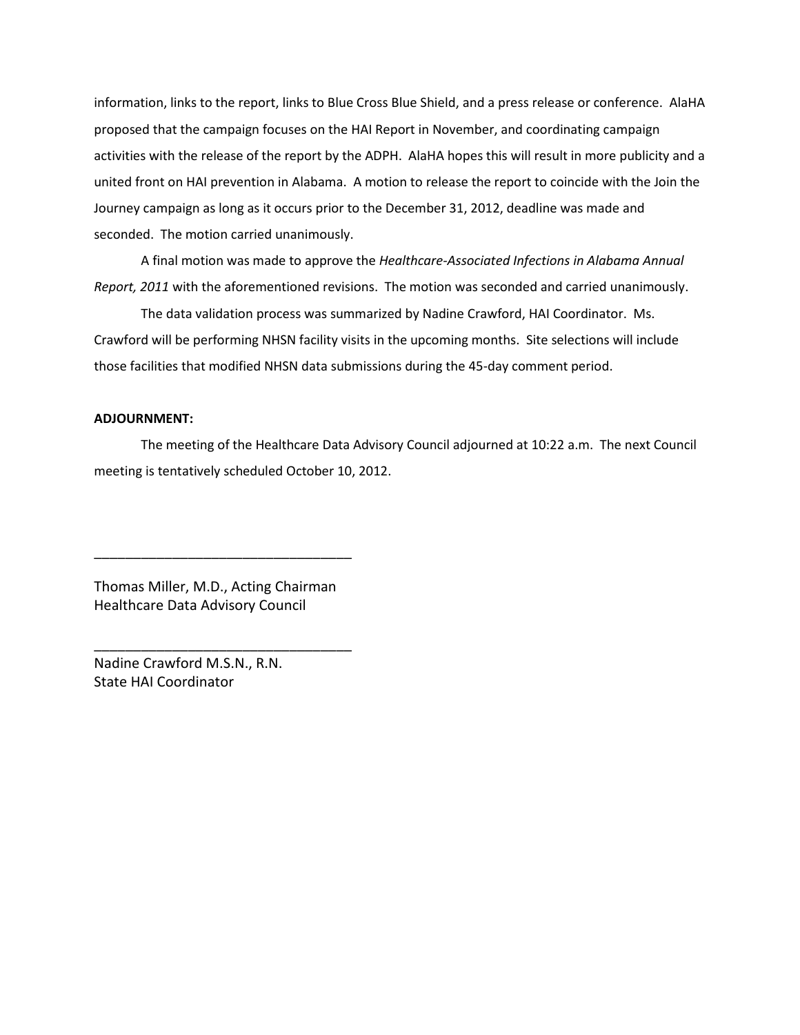information, links to the report, links to Blue Cross Blue Shield, and a press release or conference. AlaHA proposed that the campaign focuses on the HAI Report in November, and coordinating campaign activities with the release of the report by the ADPH. AlaHA hopes this will result in more publicity and a united front on HAI prevention in Alabama. A motion to release the report to coincide with the Join the Journey campaign as long as it occurs prior to the December 31, 2012, deadline was made and seconded. The motion carried unanimously.

A final motion was made to approve the *Healthcare-Associated Infections in Alabama Annual Report, 2011* with the aforementioned revisions. The motion was seconded and carried unanimously.

The data validation process was summarized by Nadine Crawford, HAI Coordinator. Ms. Crawford will be performing NHSN facility visits in the upcoming months. Site selections will include those facilities that modified NHSN data submissions during the 45-day comment period.

**ADJOURNMENT:**

The meeting of the Healthcare Data Advisory Council adjourned at 10:22 a.m. The next Council meeting is tentatively scheduled October 10, 2012.

\_\_\_\_\_\_\_\_\_\_\_\_\_\_\_\_\_\_\_\_\_\_\_\_\_\_\_\_\_\_\_\_\_\_

Thomas Miller, M.D., Acting Chairman
Healthcare Data Advisory Council

\_\_\_\_\_\_\_\_\_\_\_\_\_\_\_\_\_\_\_\_\_\_\_\_\_\_\_\_\_\_\_\_\_\_

Nadine Crawford M.S.N., R.N.
State HAI Coordinator